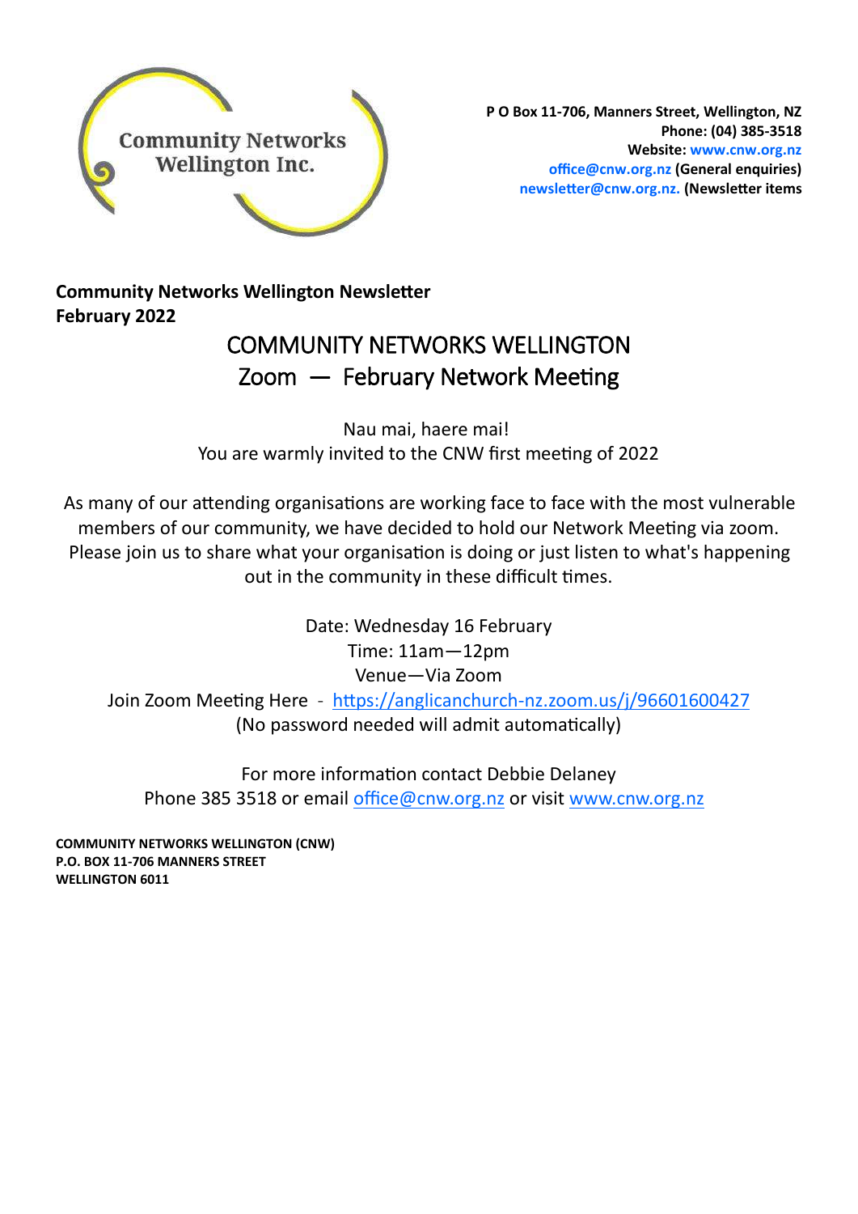Community Networks Wellington Inc.

**P O Box 11-706, Manners Street, Wellington, NZ**
**Phone: (04) 385-3518**
**Website: www.cnw.org.nz**
**office@cnw.org.nz (General enquiries)**
**newsletter@cnw.org.nz. (Newsletter items**

**Community Networks Wellington Newsletter**
**February 2022**

# COMMUNITY NETWORKS WELLINGTON
## Zoom — February Network Meeting

Nau mai, haere mai!
You are warmly invited to the CNW first meeting of 2022

As many of our attending organisations are working face to face with the most vulnerable members of our community, we have decided to hold our Network Meeting via zoom. Please join us to share what your organisation is doing or just listen to what's happening out in the community in these difficult times.

Date: Wednesday 16 February
Time: 11am—12pm
Venue—Via Zoom
Join Zoom Meeting Here - https://anglicanchurch-nz.zoom.us/j/96601600427
(No password needed will admit automatically)

For more information contact Debbie Delaney
Phone 385 3518 or email office@cnw.org.nz or visit www.cnw.org.nz

**COMMUNITY NETWORKS WELLINGTON (CNW)**
**P.O. BOX 11-706 MANNERS STREET**
**WELLINGTON 6011**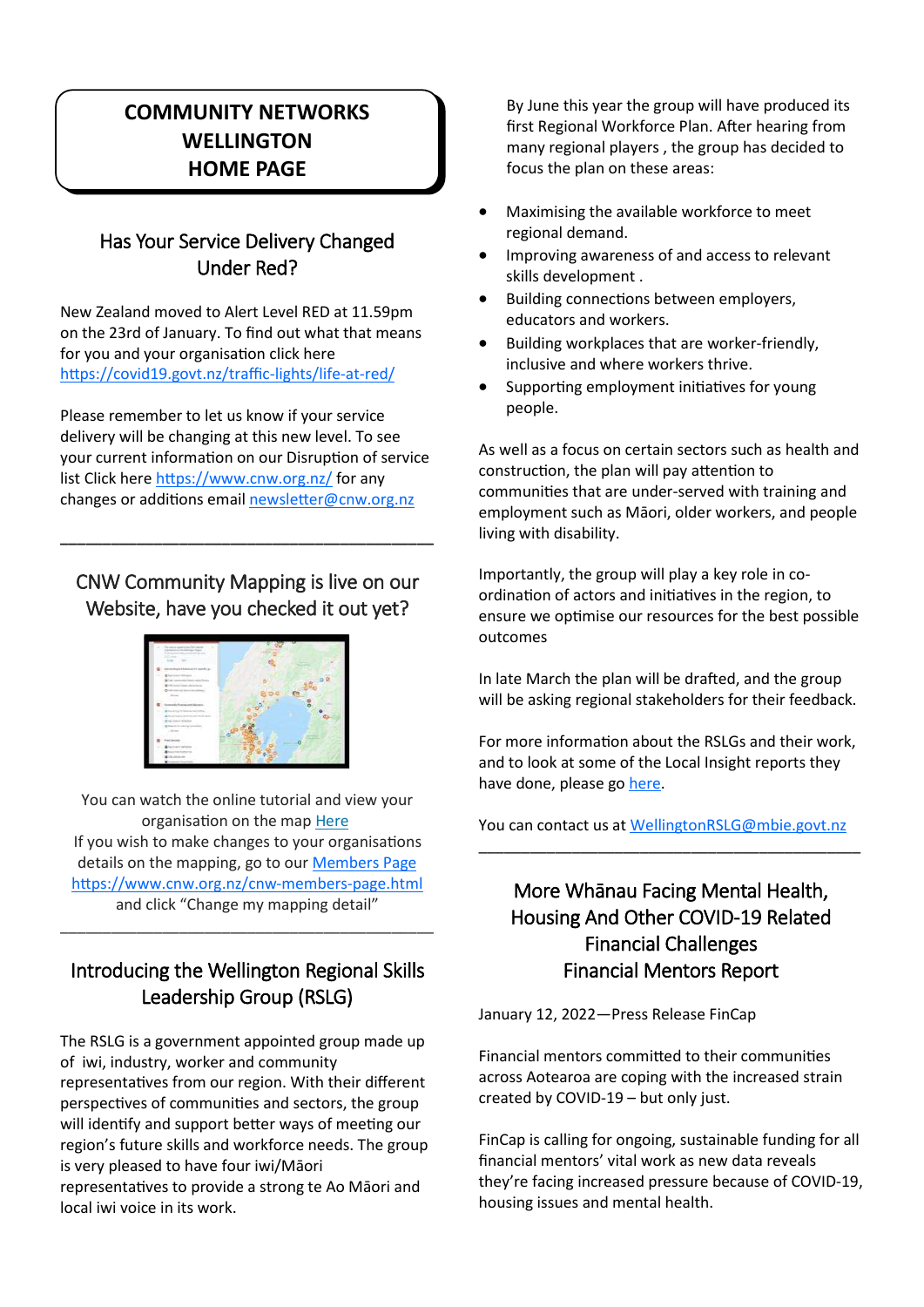# COMMUNITY NETWORKS WELLINGTON HOME PAGE

## Has Your Service Delivery Changed Under Red?

New Zealand moved to Alert Level RED at 11.59pm on the 23rd of January. To find out what that means for you and your organisation click here https://covid19.govt.nz/traffic-lights/life-at-red/

Please remember to let us know if your service delivery will be changing at this new level. To see your current information on our Disruption of service list Click here https://www.cnw.org.nz/ for any changes or additions email newsletter@cnw.org.nz

---

## CNW Community Mapping is live on our Website, have you checked it out yet?

You can watch the online tutorial and view your organisation on the map Here
If you wish to make changes to your organisations details on the mapping, go to our Members Page https://www.cnw.org.nz/cnw-members-page.html and click "Change my mapping detail"

---

## Introducing the Wellington Regional Skills Leadership Group (RSLG)

The RSLG is a government appointed group made up of iwi, industry, worker and community representatives from our region. With their different perspectives of communities and sectors, the group will identify and support better ways of meeting our region's future skills and workforce needs. The group is very pleased to have four iwi/Māori representatives to provide a strong te Ao Māori and local iwi voice in its work.

By June this year the group will have produced its first Regional Workforce Plan. After hearing from many regional players , the group has decided to focus the plan on these areas:

- Maximising the available workforce to meet regional demand.
- Improving awareness of and access to relevant skills development .
- Building connections between employers, educators and workers.
- Building workplaces that are worker-friendly, inclusive and where workers thrive.
- Supporting employment initiatives for young people.

As well as a focus on certain sectors such as health and construction, the plan will pay attention to communities that are under-served with training and employment such as Māori, older workers, and people living with disability.

Importantly, the group will play a key role in co-ordination of actors and initiatives in the region, to ensure we optimise our resources for the best possible outcomes

In late March the plan will be drafted, and the group will be asking regional stakeholders for their feedback.

For more information about the RSLGs and their work, and to look at some of the Local Insight reports they have done, please go here.

You can contact us at WellingtonRSLG@mbie.govt.nz

---

## More Whānau Facing Mental Health, Housing And Other COVID-19 Related Financial Challenges Financial Mentors Report

January 12, 2022—Press Release FinCap

Financial mentors committed to their communities across Aotearoa are coping with the increased strain created by COVID-19 – but only just.

FinCap is calling for ongoing, sustainable funding for all financial mentors' vital work as new data reveals they're facing increased pressure because of COVID-19, housing issues and mental health.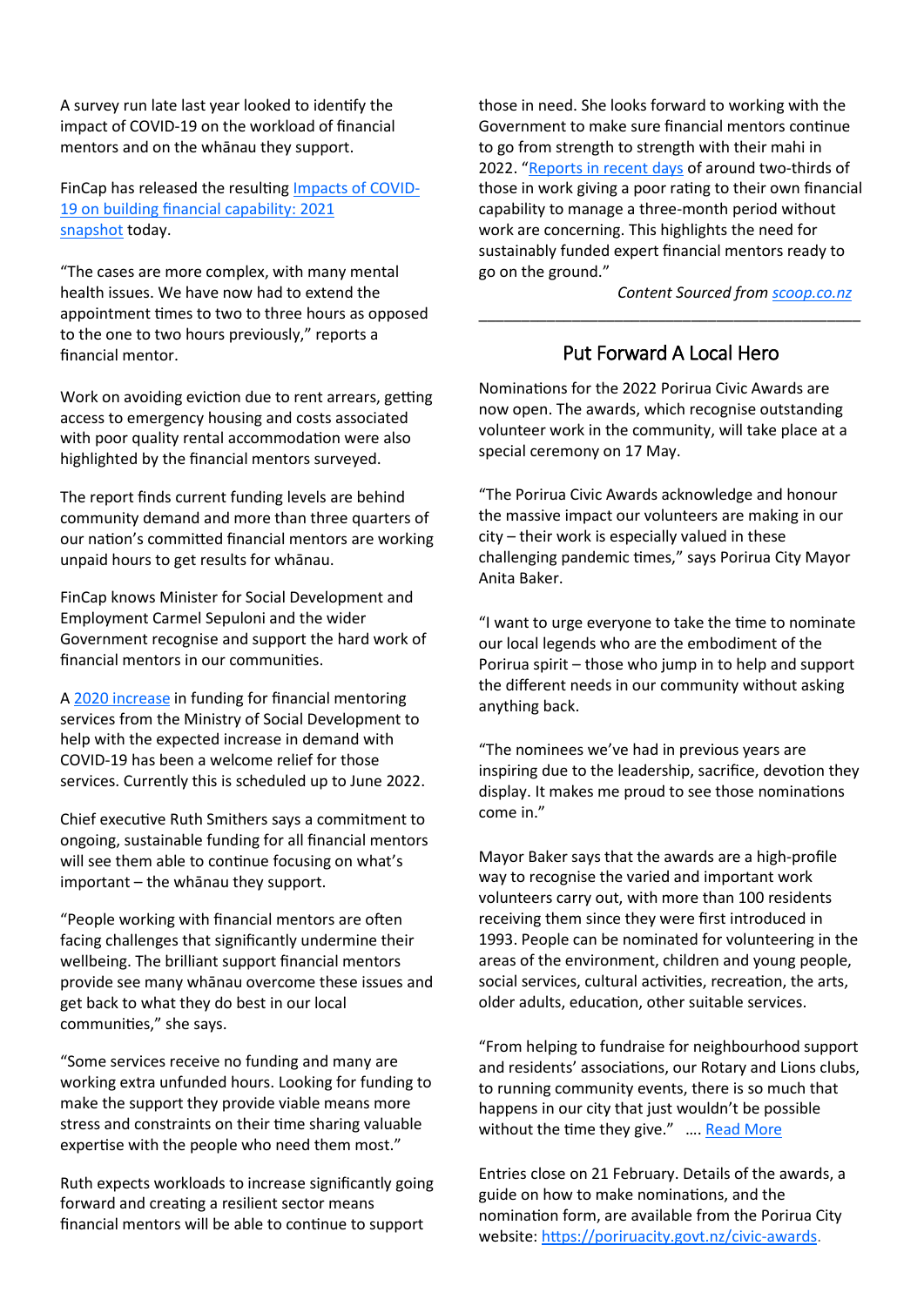A survey run late last year looked to identify the impact of COVID-19 on the workload of financial mentors and on the whānau they support.

FinCap has released the resulting [Impacts of COVID-19 on building financial capability: 2021 snapshot]() today.

"The cases are more complex, with many mental health issues. We have now had to extend the appointment times to two to three hours as opposed to the one to two hours previously," reports a financial mentor.

Work on avoiding eviction due to rent arrears, getting access to emergency housing and costs associated with poor quality rental accommodation were also highlighted by the financial mentors surveyed.

The report finds current funding levels are behind community demand and more than three quarters of our nation's committed financial mentors are working unpaid hours to get results for whānau.

FinCap knows Minister for Social Development and Employment Carmel Sepuloni and the wider Government recognise and support the hard work of financial mentors in our communities.

A [2020 increase]() in funding for financial mentoring services from the Ministry of Social Development to help with the expected increase in demand with COVID-19 has been a welcome relief for those services. Currently this is scheduled up to June 2022.

Chief executive Ruth Smithers says a commitment to ongoing, sustainable funding for all financial mentors will see them able to continue focusing on what's important – the whānau they support.

"People working with financial mentors are often facing challenges that significantly undermine their wellbeing. The brilliant support financial mentors provide see many whānau overcome these issues and get back to what they do best in our local communities," she says.

"Some services receive no funding and many are working extra unfunded hours. Looking for funding to make the support they provide viable means more stress and constraints on their time sharing valuable expertise with the people who need them most."

Ruth expects workloads to increase significantly going forward and creating a resilient sector means financial mentors will be able to continue to support those in need. She looks forward to working with the Government to make sure financial mentors continue to go from strength to strength with their mahi in 2022. "[Reports in recent days]() of around two-thirds of those in work giving a poor rating to their own financial capability to manage a three-month period without work are concerning. This highlights the need for sustainably funded expert financial mentors ready to go on the ground."

*Content Sourced from [scoop.co.nz]()*

---

## Put Forward A Local Hero

Nominations for the 2022 Porirua Civic Awards are now open. The awards, which recognise outstanding volunteer work in the community, will take place at a special ceremony on 17 May.

"The Porirua Civic Awards acknowledge and honour the massive impact our volunteers are making in our city – their work is especially valued in these challenging pandemic times," says Porirua City Mayor Anita Baker.

"I want to urge everyone to take the time to nominate our local legends who are the embodiment of the Porirua spirit – those who jump in to help and support the different needs in our community without asking anything back.

"The nominees we've had in previous years are inspiring due to the leadership, sacrifice, devotion they display. It makes me proud to see those nominations come in."

Mayor Baker says that the awards are a high-profile way to recognise the varied and important work volunteers carry out, with more than 100 residents receiving them since they were first introduced in 1993. People can be nominated for volunteering in the areas of the environment, children and young people, social services, cultural activities, recreation, the arts, older adults, education, other suitable services.

"From helping to fundraise for neighbourhood support and residents' associations, our Rotary and Lions clubs, to running community events, there is so much that happens in our city that just wouldn't be possible without the time they give." …. [Read More]()

Entries close on 21 February. Details of the awards, a guide on how to make nominations, and the nomination form, are available from the Porirua City website: [https://poriruacity.govt.nz/civic-awards](https://poriruacity.govt.nz/civic-awards).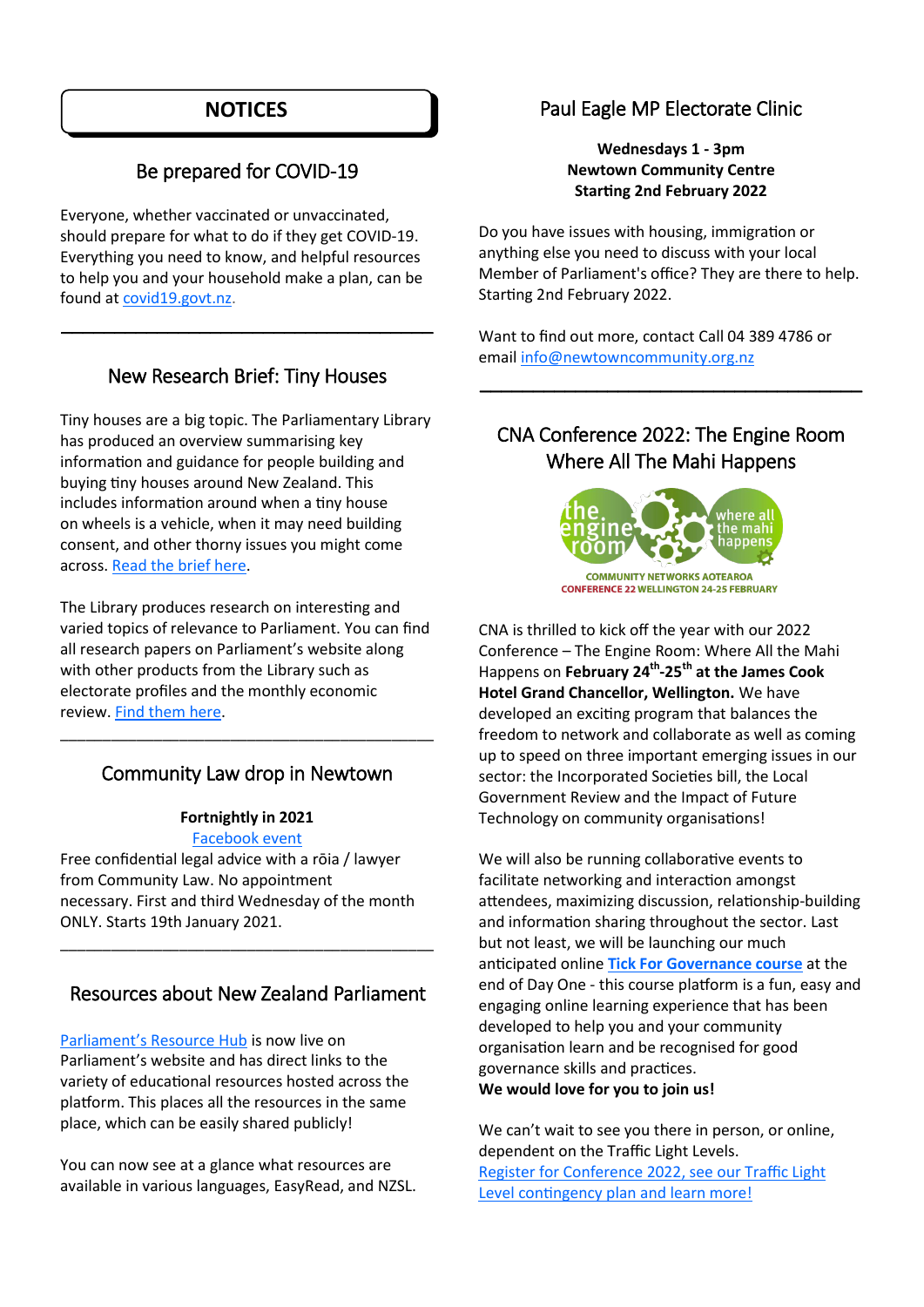# NOTICES

## Be prepared for COVID-19

Everyone, whether vaccinated or unvaccinated, should prepare for what to do if they get COVID-19. Everything you need to know, and helpful resources to help you and your household make a plan, can be found at covid19.govt.nz.

---

## New Research Brief: Tiny Houses

Tiny houses are a big topic. The Parliamentary Library has produced an overview summarising key information and guidance for people building and buying tiny houses around New Zealand. This includes information around when a tiny house on wheels is a vehicle, when it may need building consent, and other thorny issues you might come across. Read the brief here.

The Library produces research on interesting and varied topics of relevance to Parliament. You can find all research papers on Parliament's website along with other products from the Library such as electorate profiles and the monthly economic review. Find them here.

---

## Community Law drop in Newtown

**Fortnightly in 2021**

Facebook event

Free confidential legal advice with a rōia / lawyer from Community Law. No appointment necessary. First and third Wednesday of the month ONLY. Starts 19th January 2021.

---

## Resources about New Zealand Parliament

Parliament's Resource Hub is now live on Parliament's website and has direct links to the variety of educational resources hosted across the platform. This places all the resources in the same place, which can be easily shared publicly!

You can now see at a glance what resources are available in various languages, EasyRead, and NZSL.

## Paul Eagle MP Electorate Clinic

**Wednesdays 1 - 3pm**
**Newtown Community Centre**
**Starting 2nd February 2022**

Do you have issues with housing, immigration or anything else you need to discuss with your local Member of Parliament's office? They are there to help. Starting 2nd February 2022.

Want to find out more, contact Call 04 389 4786 or email info@newtowncommunity.org.nz

---

## CNA Conference 2022: The Engine Room Where All The Mahi Happens

the engine room — where all the mahi happens

COMMUNITY NETWORKS AOTEAROA
CONFERENCE 22 WELLINGTON 24-25 FEBRUARY

CNA is thrilled to kick off the year with our 2022 Conference – The Engine Room: Where All the Mahi Happens on **February 24th-25th at the James Cook Hotel Grand Chancellor, Wellington.** We have developed an exciting program that balances the freedom to network and collaborate as well as coming up to speed on three important emerging issues in our sector: the Incorporated Societies bill, the Local Government Review and the Impact of Future Technology on community organisations!

We will also be running collaborative events to facilitate networking and interaction amongst attendees, maximizing discussion, relationship-building and information sharing throughout the sector. Last but not least, we will be launching our much anticipated online **Tick For Governance course** at the end of Day One - this course platform is a fun, easy and engaging online learning experience that has been developed to help you and your community organisation learn and be recognised for good governance skills and practices.

**We would love for you to join us!**

We can't wait to see you there in person, or online, dependent on the Traffic Light Levels.
Register for Conference 2022, see our Traffic Light Level contingency plan and learn more!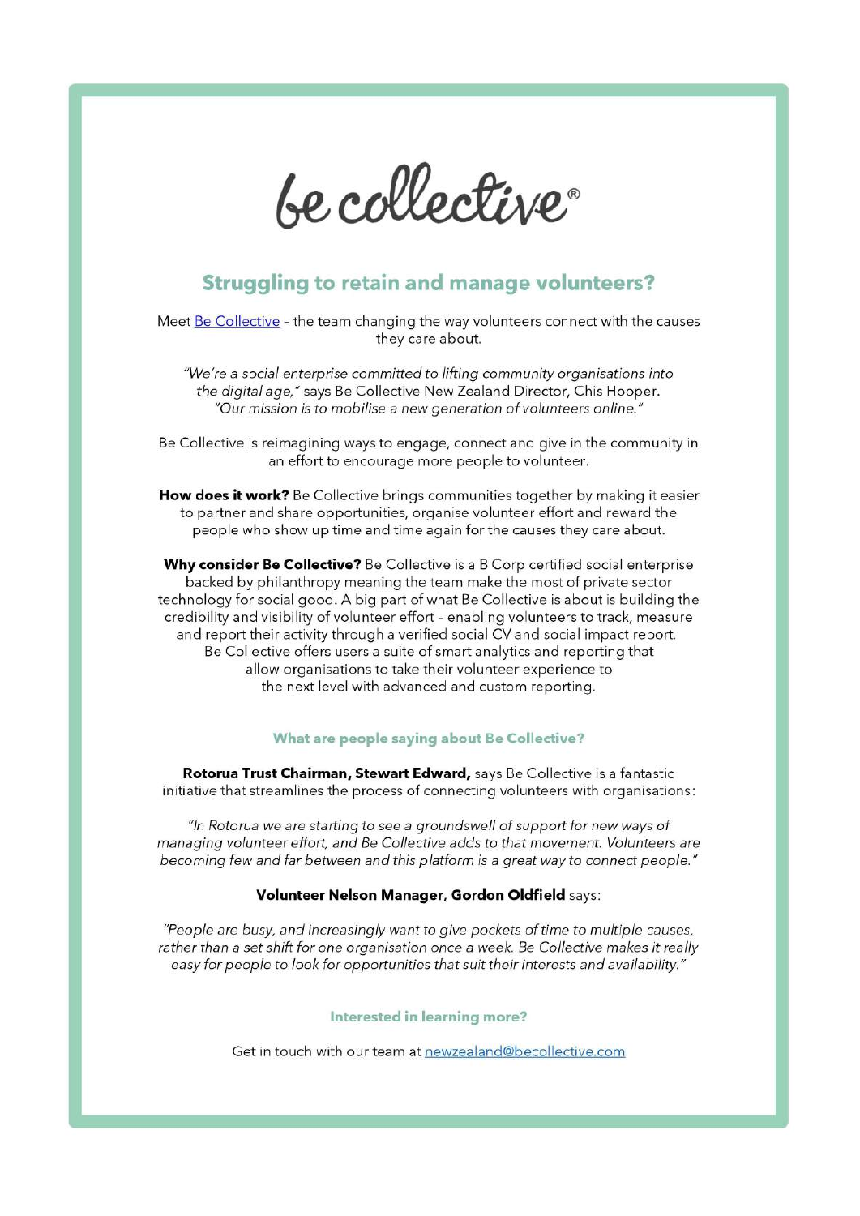# be collective®

## Struggling to retain and manage volunteers?

Meet [Be Collective](Be Collective) – the team changing the way volunteers connect with the causes they care about.

*"We're a social enterprise committed to lifting community organisations into the digital age,"* says Be Collective New Zealand Director, Chis Hooper. *"Our mission is to mobilise a new generation of volunteers online."*

Be Collective is reimagining ways to engage, connect and give in the community in an effort to encourage more people to volunteer.

**How does it work?** Be Collective brings communities together by making it easier to partner and share opportunities, organise volunteer effort and reward the people who show up time and time again for the causes they care about.

**Why consider Be Collective?** Be Collective is a B Corp certified social enterprise backed by philanthropy meaning the team make the most of private sector technology for social good. A big part of what Be Collective is about is building the credibility and visibility of volunteer effort – enabling volunteers to track, measure and report their activity through a verified social CV and social impact report. Be Collective offers users a suite of smart analytics and reporting that allow organisations to take their volunteer experience to the next level with advanced and custom reporting.

### What are people saying about Be Collective?

**Rotorua Trust Chairman, Stewart Edward,** says Be Collective is a fantastic initiative that streamlines the process of connecting volunteers with organisations:

*"In Rotorua we are starting to see a groundswell of support for new ways of managing volunteer effort, and Be Collective adds to that movement. Volunteers are becoming few and far between and this platform is a great way to connect people."*

**Volunteer Nelson Manager, Gordon Oldfield** says:

*"People are busy, and increasingly want to give pockets of time to multiple causes, rather than a set shift for one organisation once a week. Be Collective makes it really easy for people to look for opportunities that suit their interests and availability."*

### Interested in learning more?

Get in touch with our team at [newzealand@becollective.com](mailto:newzealand@becollective.com)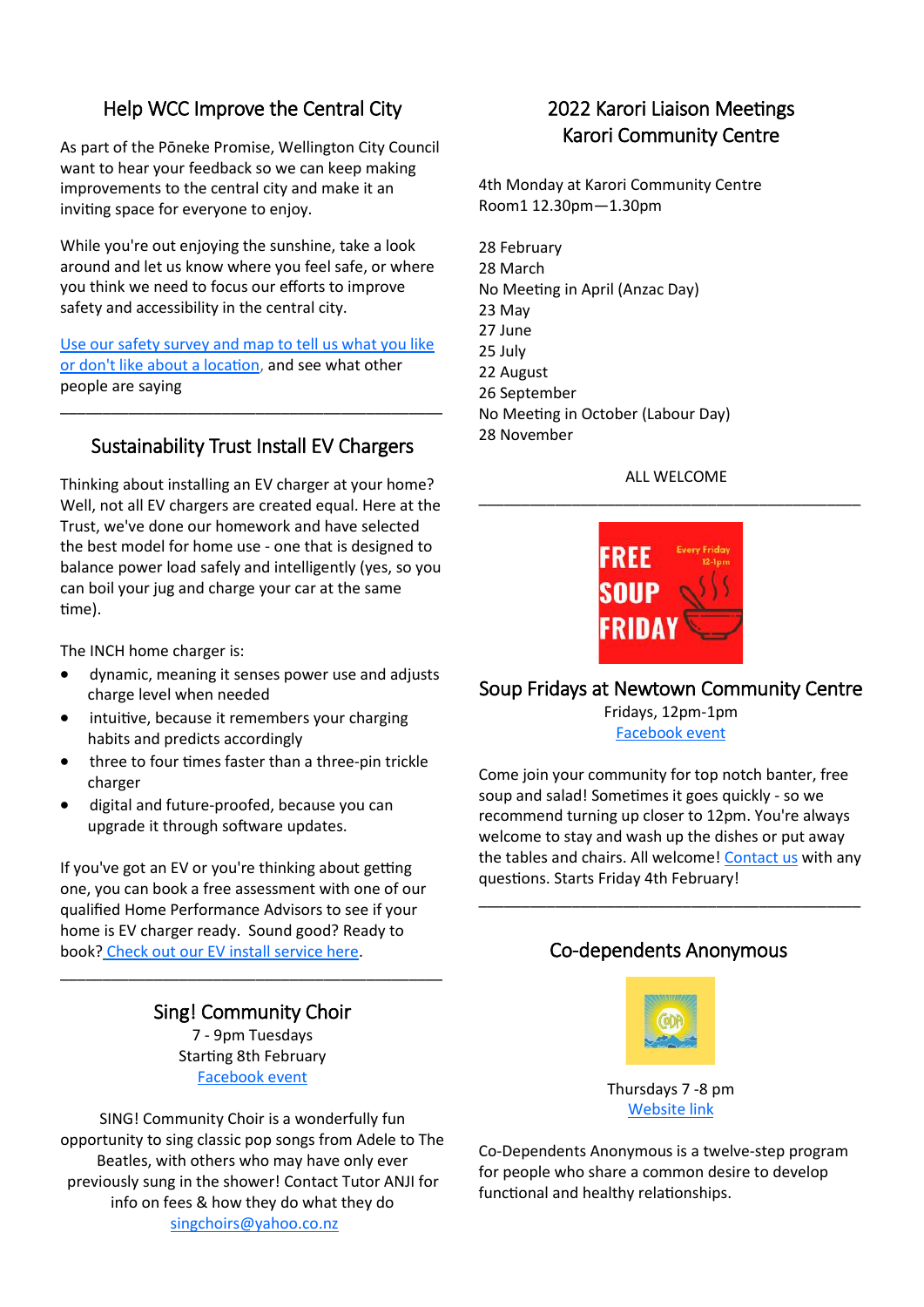## Help WCC Improve the Central City

As part of the Pōneke Promise, Wellington City Council want to hear your feedback so we can keep making improvements to the central city and make it an inviting space for everyone to enjoy.

While you're out enjoying the sunshine, take a look around and let us know where you feel safe, or where you think we need to focus our efforts to improve safety and accessibility in the central city.

Use our safety survey and map to tell us what you like or don't like about a location, and see what other people are saying

---

## Sustainability Trust Install EV Chargers

Thinking about installing an EV charger at your home? Well, not all EV chargers are created equal. Here at the Trust, we've done our homework and have selected the best model for home use - one that is designed to balance power load safely and intelligently (yes, so you can boil your jug and charge your car at the same time).

The INCH home charger is:

- dynamic, meaning it senses power use and adjusts charge level when needed
- intuitive, because it remembers your charging habits and predicts accordingly
- three to four times faster than a three-pin trickle charger
- digital and future-proofed, because you can upgrade it through software updates.

If you've got an EV or you're thinking about getting one, you can book a free assessment with one of our qualified Home Performance Advisors to see if your home is EV charger ready. Sound good? Ready to book? Check out our EV install service here.

---

## Sing! Community Choir

7 - 9pm Tuesdays
Starting 8th February
Facebook event

SING! Community Choir is a wonderfully fun opportunity to sing classic pop songs from Adele to The Beatles, with others who may have only ever previously sung in the shower! Contact Tutor ANJI for info on fees & how they do what they do
singchoirs@yahoo.co.nz

## 2022 Karori Liaison Meetings Karori Community Centre

4th Monday at Karori Community Centre
Room1 12.30pm—1.30pm

28 February
28 March
No Meeting in April (Anzac Day)
23 May
27 June
25 July
22 August
26 September
No Meeting in October (Labour Day)
28 November

ALL WELCOME

---

FREE SOUP FRIDAY
Every Friday 12-1pm

## Soup Fridays at Newtown Community Centre

Fridays, 12pm-1pm
Facebook event

Come join your community for top notch banter, free soup and salad! Sometimes it goes quickly - so we recommend turning up closer to 12pm. You're always welcome to stay and wash up the dishes or put away the tables and chairs. All welcome! Contact us with any questions. Starts Friday 4th February!

---

## Co-dependents Anonymous

Thursdays 7 -8 pm
Website link

Co-Dependents Anonymous is a twelve-step program for people who share a common desire to develop functional and healthy relationships.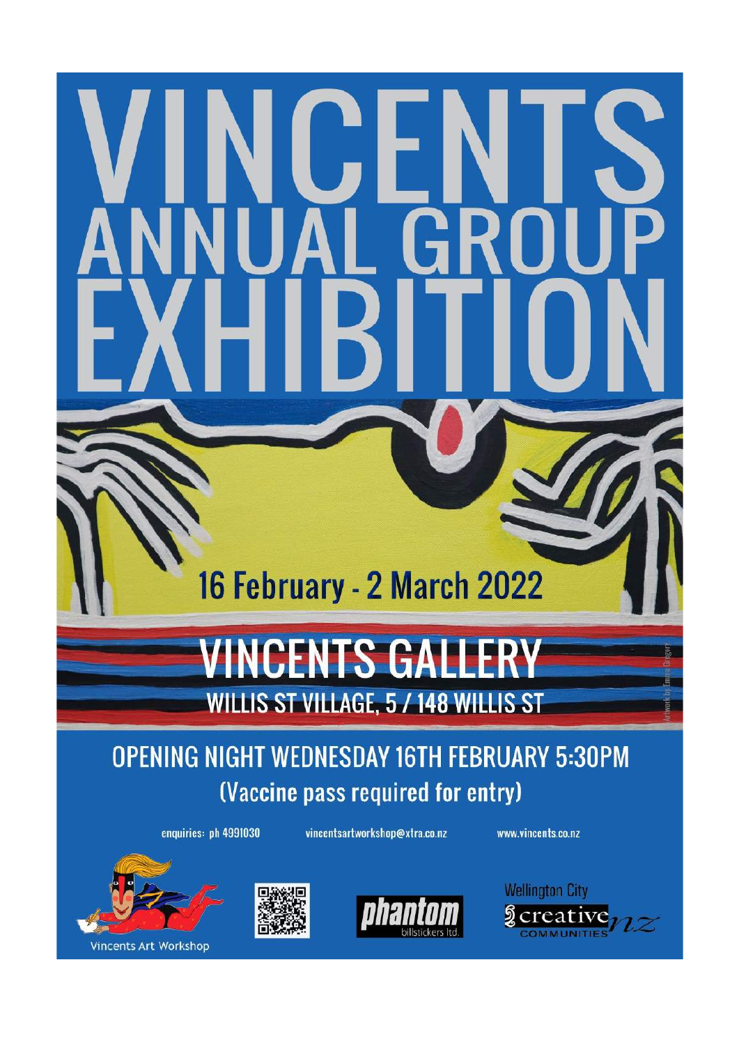# VINCENTS ANNUAL GROUP EXHIBITION

## 16 February - 2 March 2022

## VINCENTS GALLERY

WILLIS ST VILLAGE, 5 / 148 WILLIS ST

Artwork by Emma Gregory

## OPENING NIGHT WEDNESDAY 16TH FEBRUARY 5:30PM

(Vaccine pass required for entry)

enquiries: ph 4991030 vincentsartworkshop@xtra.co.nz www.vincents.co.nz

Vincents Art Workshop

phantom billstickers ltd.

Wellington City creative nz COMMUNITIES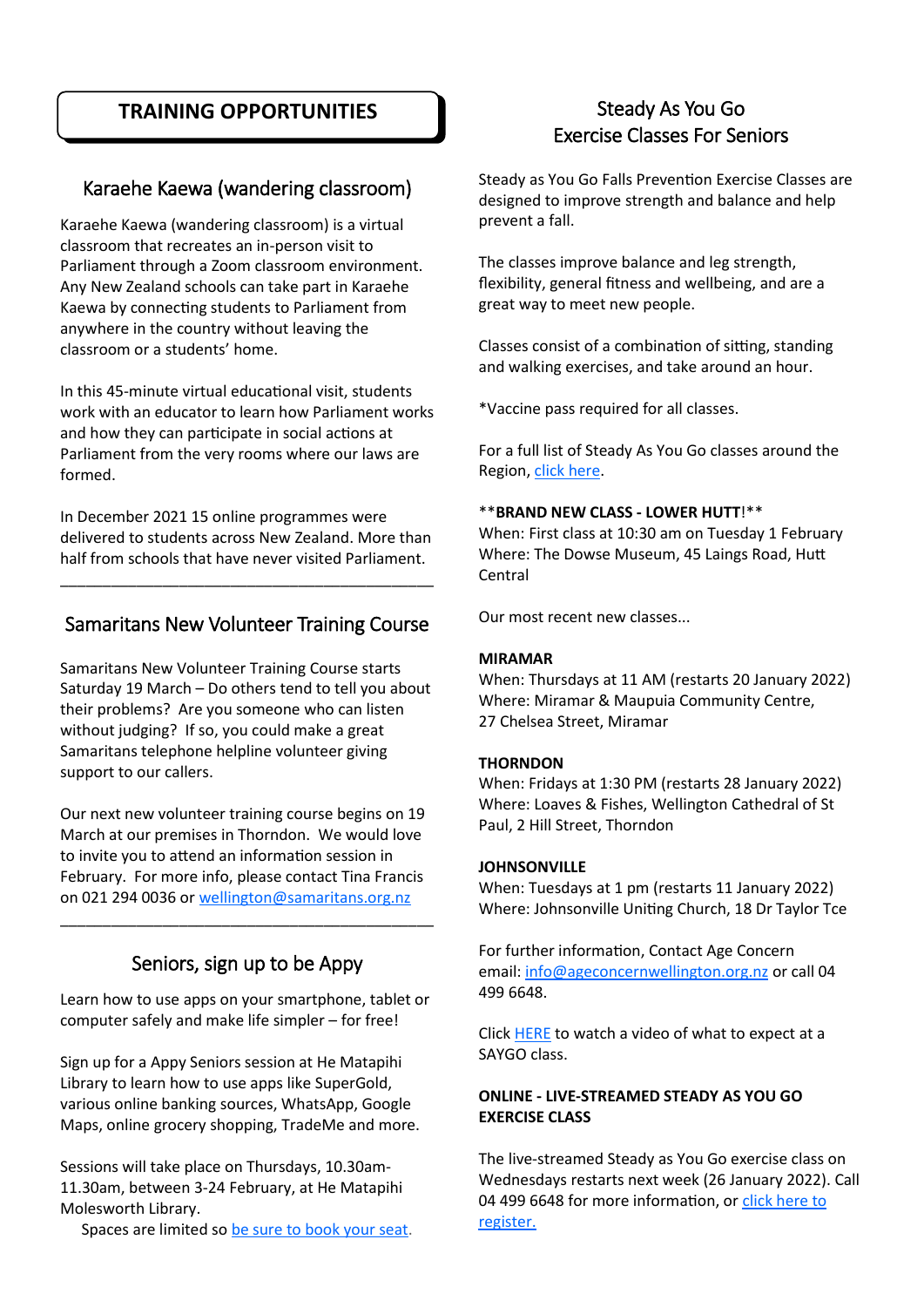# TRAINING OPPORTUNITIES

## Karaehe Kaewa (wandering classroom)

Karaehe Kaewa (wandering classroom) is a virtual classroom that recreates an in-person visit to Parliament through a Zoom classroom environment. Any New Zealand schools can take part in Karaehe Kaewa by connecting students to Parliament from anywhere in the country without leaving the classroom or a students' home.

In this 45-minute virtual educational visit, students work with an educator to learn how Parliament works and how they can participate in social actions at Parliament from the very rooms where our laws are formed.

In December 2021 15 online programmes were delivered to students across New Zealand. More than half from schools that have never visited Parliament.

---

## Samaritans New Volunteer Training Course

Samaritans New Volunteer Training Course starts Saturday 19 March – Do others tend to tell you about their problems? Are you someone who can listen without judging? If so, you could make a great Samaritans telephone helpline volunteer giving support to our callers.

Our next new volunteer training course begins on 19 March at our premises in Thorndon. We would love to invite you to attend an information session in February. For more info, please contact Tina Francis on 021 294 0036 or wellington@samaritans.org.nz

---

## Seniors, sign up to be Appy

Learn how to use apps on your smartphone, tablet or computer safely and make life simpler – for free!

Sign up for a Appy Seniors session at He Matapihi Library to learn how to use apps like SuperGold, various online banking sources, WhatsApp, Google Maps, online grocery shopping, TradeMe and more.

Sessions will take place on Thursdays, 10.30am-11.30am, between 3-24 February, at He Matapihi Molesworth Library.

Spaces are limited so be sure to book your seat.

## Steady As You Go Exercise Classes For Seniors

Steady as You Go Falls Prevention Exercise Classes are designed to improve strength and balance and help prevent a fall.

The classes improve balance and leg strength, flexibility, general fitness and wellbeing, and are a great way to meet new people.

Classes consist of a combination of sitting, standing and walking exercises, and take around an hour.

*Vaccine pass required for all classes.

For a full list of Steady As You Go classes around the Region, click here.

**BRAND NEW CLASS - LOWER HUTT!**
When: First class at 10:30 am on Tuesday 1 February
Where: The Dowse Museum, 45 Laings Road, Hutt Central

Our most recent new classes...

**MIRAMAR**
When: Thursdays at 11 AM (restarts 20 January 2022)
Where: Miramar & Maupuia Community Centre, 27 Chelsea Street, Miramar

**THORNDON**
When: Fridays at 1:30 PM (restarts 28 January 2022)
Where: Loaves & Fishes, Wellington Cathedral of St Paul, 2 Hill Street, Thorndon

**JOHNSONVILLE**
When: Tuesdays at 1 pm (restarts 11 January 2022)
Where: Johnsonville Uniting Church, 18 Dr Taylor Tce

For further information, Contact Age Concern email: info@ageconcernwellington.org.nz or call 04 499 6648.

Click HERE to watch a video of what to expect at a SAYGO class.

**ONLINE - LIVE-STREAMED STEADY AS YOU GO EXERCISE CLASS**

The live-streamed Steady as You Go exercise class on Wednesdays restarts next week (26 January 2022). Call 04 499 6648 for more information, or click here to register.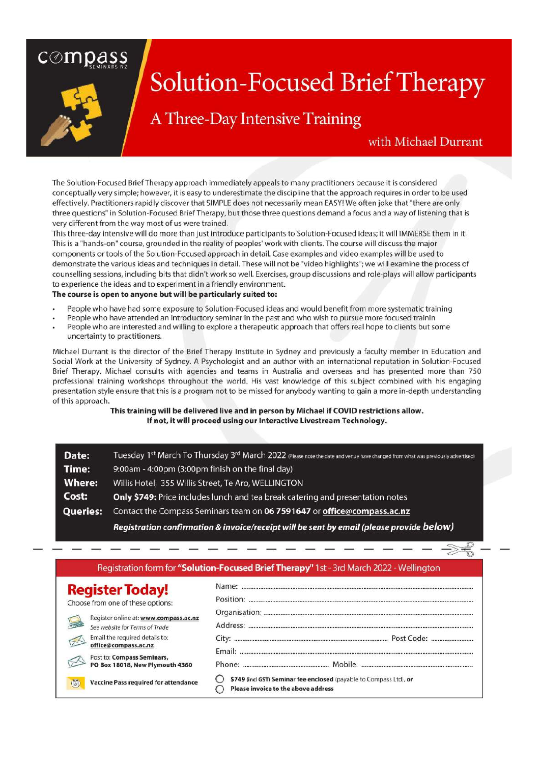compass SEMINARS NZ

# Solution-Focused Brief Therapy

## A Three-Day Intensive Training

with Michael Durrant

The Solution-Focused Brief Therapy approach immediately appeals to many practitioners because it is considered conceptually very simple; however, it is easy to underestimate the discipline that the approach requires in order to be used effectively. Practitioners rapidly discover that SIMPLE does not necessarily mean EASY! We often joke that "there are only three questions" in Solution-Focused Brief Therapy, but those three questions demand a focus and a way of listening that is very different from the way most of us were trained.

This three-day intensive will do more than just introduce participants to Solution-Focused ideas; it will IMMERSE them in it! This is a "hands-on" course, grounded in the reality of peoples' work with clients. The course will discuss the major components or tools of the Solution-Focused approach in detail. Case examples and video examples will be used to demonstrate the various ideas and techniques in detail. These will not be "video highlights"; we will examine the process of counselling sessions, including bits that didn't work so well. Exercises, group discussions and role-plays will allow participants to experience the ideas and to experiment in a friendly environment.

**The course is open to anyone but will be particularly suited to:**

- People who have had some exposure to Solution-Focused ideas and would benefit from more systematic training
- People who have attended an introductory seminar in the past and who wish to pursue more focused trainin
- People who are interested and willing to explore a therapeutic approach that offers real hope to clients but some uncertainty to practitioners.

Michael Durrant is the director of the Brief Therapy Institute in Sydney and previously a faculty member in Education and Social Work at the University of Sydney. A Psychologist and an author with an international reputation in Solution-Focused Brief Therapy. Michael consults with agencies and teams in Australia and overseas and has presented more than 750 professional training workshops throughout the world. His vast knowledge of this subject combined with his engaging presentation style ensure that this is a program not to be missed for anybody wanting to gain a more in-depth understanding of this approach.

**This training will be delivered live and in person by Michael if COVID restrictions allow. If not, it will proceed using our Interactive Livestream Technology.**

**Date:** Tuesday 1st March To Thursday 3rd March 2022 (Please note the date and venue have changed from what was previously advertised)

**Time:** 9:00am - 4:00pm (3:00pm finish on the final day)

**Where:** Willis Hotel, 355 Willis Street, Te Aro, WELLINGTON

**Cost:** **Only $749:** Price includes lunch and tea break catering and presentation notes

**Queries:** Contact the Compass Seminars team on **06 7591647** or **office@compass.ac.nz**

***Registration confirmation & invoice/receipt will be sent by email (please provide below)***

---

Registration form for **"Solution-Focused Brief Therapy"** 1st - 3rd March 2022 - Wellington

## Register Today!

Choose from one of these options:

- Register online at: **www.compass.ac.nz**
  *See website for Terms of Trade*
- Email the required details to: **office@compass.ac.nz**
- Post to: **Compass Seminars, PO Box 18018, New Plymouth 4360**

**Vaccine Pass required for attendance**

Name: ........................................

Position: ........................................

Organisation: ........................................

Address: ........................................

City: ........................................ Post Code: ....................

Email: ........................................

Phone: .................................... Mobile: ....................................

- ◯ **$749** (incl GST) **Seminar fee enclosed** (payable to Compass Ltd), **or**
- ◯ **Please invoice to the above address**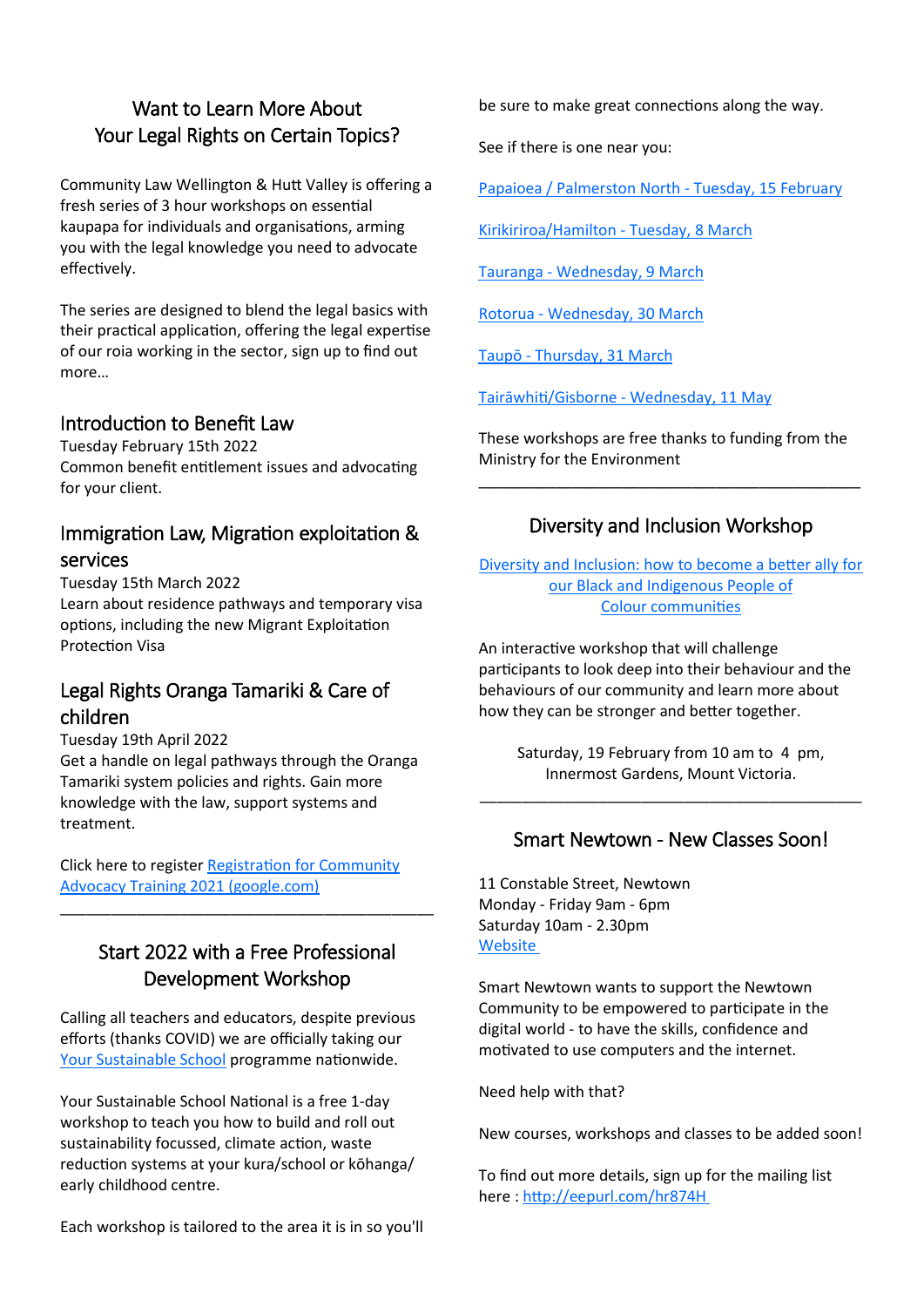## Want to Learn More About Your Legal Rights on Certain Topics?

Community Law Wellington & Hutt Valley is offering a fresh series of 3 hour workshops on essential kaupapa for individuals and organisations, arming you with the legal knowledge you need to advocate effectively.

The series are designed to blend the legal basics with their practical application, offering the legal expertise of our roia working in the sector, sign up to find out more…

### Introduction to Benefit Law

Tuesday February 15th 2022
Common benefit entitlement issues and advocating for your client.

### Immigration Law, Migration exploitation & services

Tuesday 15th March 2022
Learn about residence pathways and temporary visa options, including the new Migrant Exploitation Protection Visa

### Legal Rights Oranga Tamariki & Care of children

Tuesday 19th April 2022
Get a handle on legal pathways through the Oranga Tamariki system policies and rights. Gain more knowledge with the law, support systems and treatment.

Click here to register Registration for Community Advocacy Training 2021 (google.com)

---

## Start 2022 with a Free Professional Development Workshop

Calling all teachers and educators, despite previous efforts (thanks COVID) we are officially taking our Your Sustainable School programme nationwide.

Your Sustainable School National is a free 1-day workshop to teach you how to build and roll out sustainability focussed, climate action, waste reduction systems at your kura/school or kōhanga/early childhood centre.

Each workshop is tailored to the area it is in so you'll be sure to make great connections along the way.

See if there is one near you:

Papaioea / Palmerston North - Tuesday, 15 February

Kirikiriroa/Hamilton - Tuesday, 8 March

Tauranga - Wednesday, 9 March

Rotorua - Wednesday, 30 March

Taupō - Thursday, 31 March

Tairāwhiti/Gisborne - Wednesday, 11 May

These workshops are free thanks to funding from the Ministry for the Environment

---

## Diversity and Inclusion Workshop

Diversity and Inclusion: how to become a better ally for our Black and Indigenous People of Colour communities

An interactive workshop that will challenge participants to look deep into their behaviour and the behaviours of our community and learn more about how they can be stronger and better together.

Saturday, 19 February from 10 am to 4 pm,
Innermost Gardens, Mount Victoria.

---

## Smart Newtown - New Classes Soon!

11 Constable Street, Newtown
Monday - Friday 9am - 6pm
Saturday 10am - 2.30pm
Website

Smart Newtown wants to support the Newtown Community to be empowered to participate in the digital world - to have the skills, confidence and motivated to use computers and the internet.

Need help with that?

New courses, workshops and classes to be added soon!

To find out more details, sign up for the mailing list here : http://eepurl.com/hr874H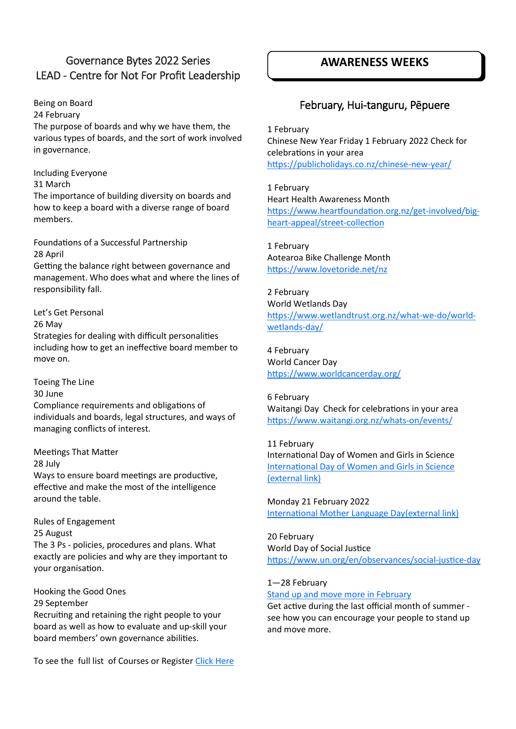## Governance Bytes 2022 Series
## LEAD - Centre for Not For Profit Leadership

Being on Board
24 February
The purpose of boards and why we have them, the various types of boards, and the sort of work involved in governance.

Including Everyone
31 March
The importance of building diversity on boards and how to keep a board with a diverse range of board members.

Foundations of a Successful Partnership
28 April
Getting the balance right between governance and management. Who does what and where the lines of responsibility fall.

Let's Get Personal
26 May
Strategies for dealing with difficult personalities including how to get an ineffective board member to move on.

Toeing The Line
30 June
Compliance requirements and obligations of individuals and boards, legal structures, and ways of managing conflicts of interest.

Meetings That Matter
28 July
Ways to ensure board meetings are productive, effective and make the most of the intelligence around the table.

Rules of Engagement
25 August
The 3 Ps - policies, procedures and plans. What exactly are policies and why are they important to your organisation.

Hooking the Good Ones
29 September
Recruiting and retaining the right people to your board as well as how to evaluate and up-skill your board members' own governance abilities.

To see the full list of Courses or Register Click Here

## AWARENESS WEEKS

### February, Hui-tanguru, Pēpuere

1 February
Chinese New Year Friday 1 February 2022 Check for celebrations in your area
https://publicholidays.co.nz/chinese-new-year/

1 February
Heart Health Awareness Month
https://www.heartfoundation.org.nz/get-involved/big-heart-appeal/street-collection

1 February
Aotearoa Bike Challenge Month
https://www.lovetoride.net/nz

2 February
World Wetlands Day
https://www.wetlandtrust.org.nz/what-we-do/world-wetlands-day/

4 February
World Cancer Day
https://www.worldcancerday.org/

6 February
Waitangi Day Check for celebrations in your area
https://www.waitangi.org.nz/whats-on/events/

11 February
International Day of Women and Girls in Science
International Day of Women and Girls in Science (external link)

Monday 21 February 2022
International Mother Language Day(external link)

20 February
World Day of Social Justice
https://www.un.org/en/observances/social-justice-day

1—28 February
Stand up and move more in February
Get active during the last official month of summer - see how you can encourage your people to stand up and move more.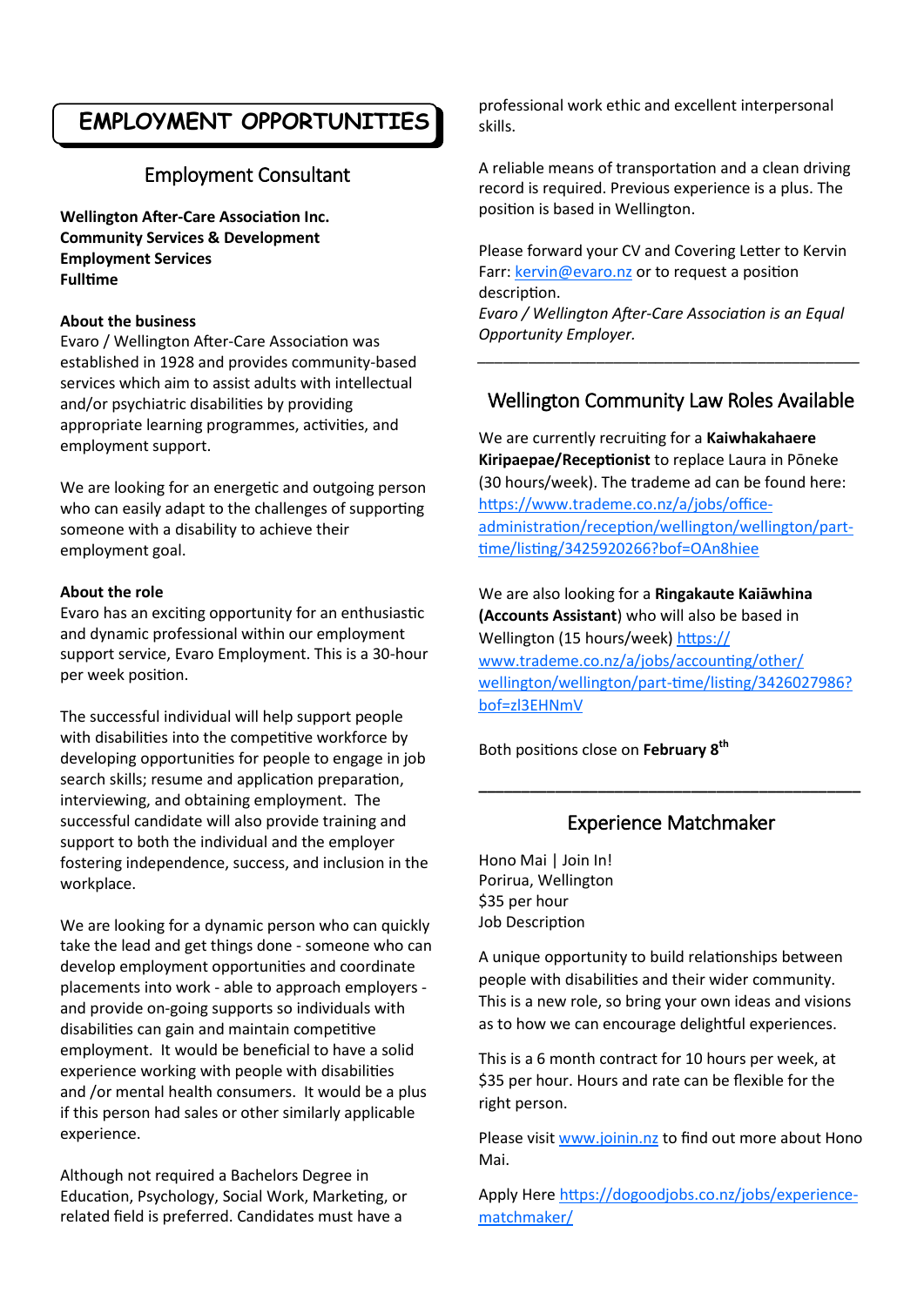# EMPLOYMENT OPPORTUNITIES

## Employment Consultant

**Wellington After-Care Association Inc.**
**Community Services & Development**
**Employment Services**
**Fulltime**

**About the business**
Evaro / Wellington After-Care Association was established in 1928 and provides community-based services which aim to assist adults with intellectual and/or psychiatric disabilities by providing appropriate learning programmes, activities, and employment support.

We are looking for an energetic and outgoing person who can easily adapt to the challenges of supporting someone with a disability to achieve their employment goal.

**About the role**
Evaro has an exciting opportunity for an enthusiastic and dynamic professional within our employment support service, Evaro Employment. This is a 30-hour per week position.

The successful individual will help support people with disabilities into the competitive workforce by developing opportunities for people to engage in job search skills; resume and application preparation, interviewing, and obtaining employment. The successful candidate will also provide training and support to both the individual and the employer fostering independence, success, and inclusion in the workplace.

We are looking for a dynamic person who can quickly take the lead and get things done - someone who can develop employment opportunities and coordinate placements into work - able to approach employers - and provide on-going supports so individuals with disabilities can gain and maintain competitive employment. It would be beneficial to have a solid experience working with people with disabilities and /or mental health consumers. It would be a plus if this person had sales or other similarly applicable experience.

Although not required a Bachelors Degree in Education, Psychology, Social Work, Marketing, or related field is preferred. Candidates must have a professional work ethic and excellent interpersonal skills.

A reliable means of transportation and a clean driving record is required. Previous experience is a plus. The position is based in Wellington.

Please forward your CV and Covering Letter to Kervin Farr: kervin@evaro.nz or to request a position description.
*Evaro / Wellington After-Care Association is an Equal Opportunity Employer.*

---

## Wellington Community Law Roles Available

We are currently recruiting for a **Kaiwhakahaere Kiripaepae/Receptionist** to replace Laura in Pōneke (30 hours/week). The trademe ad can be found here: https://www.trademe.co.nz/a/jobs/office-administration/reception/wellington/wellington/part-time/listing/3425920266?bof=OAn8hiee

We are also looking for a **Ringakaute Kaiāwhina (Accounts Assistant**) who will also be based in Wellington (15 hours/week) https://www.trademe.co.nz/a/jobs/accounting/other/wellington/wellington/part-time/listing/3426027986?bof=zl3EHNmV

Both positions close on **February 8th**

---

## Experience Matchmaker

Hono Mai | Join In!
Porirua, Wellington
$35 per hour
Job Description

A unique opportunity to build relationships between people with disabilities and their wider community. This is a new role, so bring your own ideas and visions as to how we can encourage delightful experiences.

This is a 6 month contract for 10 hours per week, at $35 per hour. Hours and rate can be flexible for the right person.

Please visit www.joinin.nz to find out more about Hono Mai.

Apply Here https://dogoodjobs.co.nz/jobs/experience-matchmaker/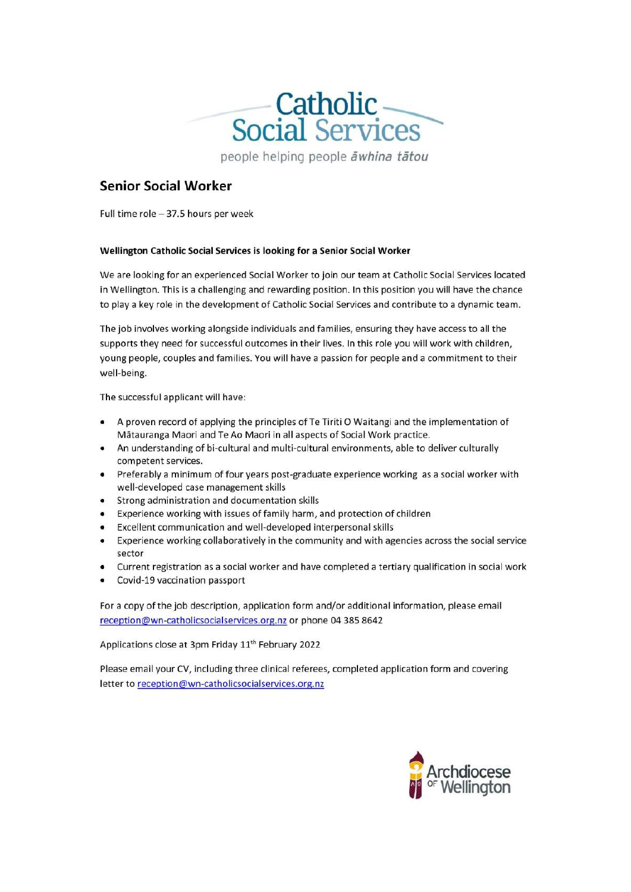Catholic Social Services

people helping people *āwhina tātou*

## Senior Social Worker

Full time role – 37.5 hours per week

**Wellington Catholic Social Services is looking for a Senior Social Worker**

We are looking for an experienced Social Worker to join our team at Catholic Social Services located in Wellington. This is a challenging and rewarding position. In this position you will have the chance to play a key role in the development of Catholic Social Services and contribute to a dynamic team.

The job involves working alongside individuals and families, ensuring they have access to all the supports they need for successful outcomes in their lives. In this role you will work with children, young people, couples and families. You will have a passion for people and a commitment to their well-being.

The successful applicant will have:

- A proven record of applying the principles of Te Tiriti O Waitangi and the implementation of Mātauranga Maori and Te Ao Maori in all aspects of Social Work practice.
- An understanding of bi-cultural and multi-cultural environments, able to deliver culturally competent services.
- Preferably a minimum of four years post-graduate experience working as a social worker with well-developed case management skills
- Strong administration and documentation skills
- Experience working with issues of family harm, and protection of children
- Excellent communication and well-developed interpersonal skills
- Experience working collaboratively in the community and with agencies across the social service sector
- Current registration as a social worker and have completed a tertiary qualification in social work
- Covid-19 vaccination passport

For a copy of the job description, application form and/or additional information, please email reception@wn-catholicsocialservices.org.nz or phone 04 385 8642

Applications close at 3pm Friday 11th February 2022

Please email your CV, including three clinical referees, completed application form and covering letter to reception@wn-catholicsocialservices.org.nz

Archdiocese of Wellington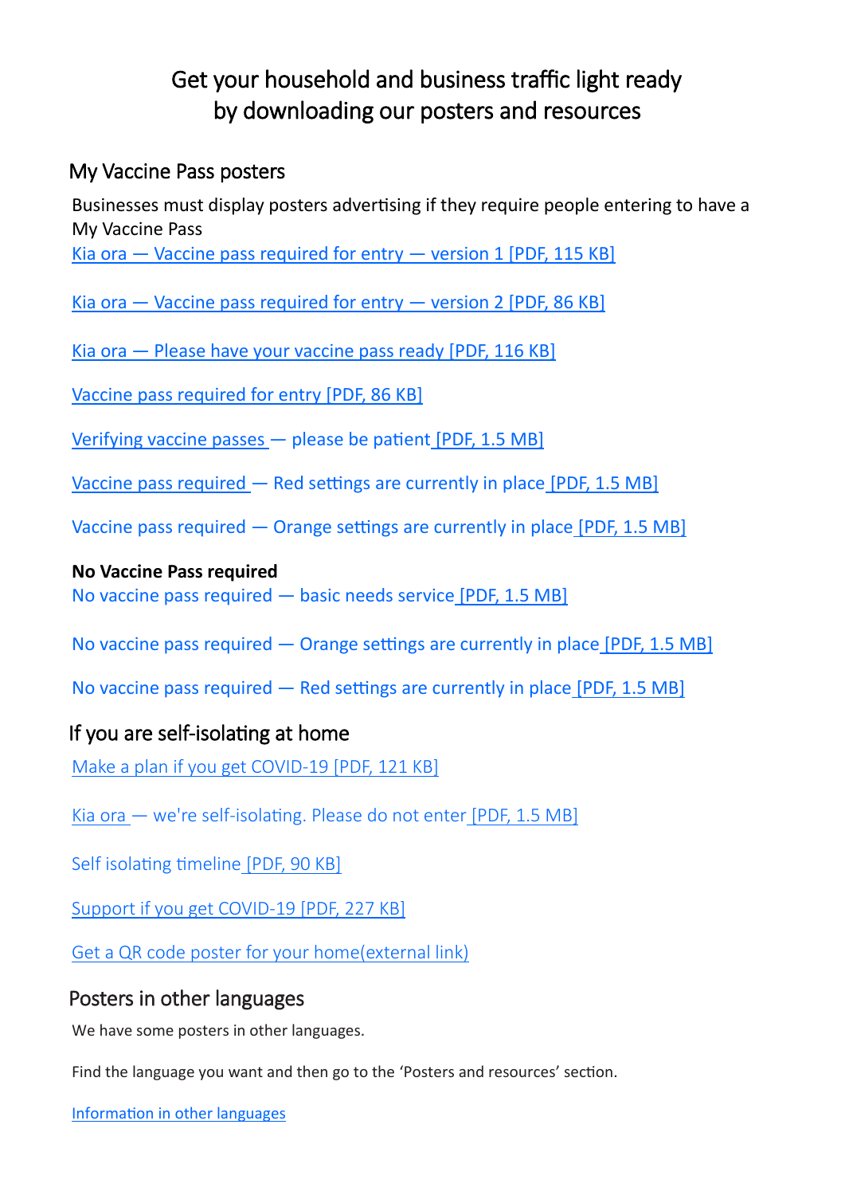# Get your household and business traffic light ready by downloading our posters and resources

## My Vaccine Pass posters

Businesses must display posters advertising if they require people entering to have a My Vaccine Pass

Kia ora — Vaccine pass required for entry — version 1 [PDF, 115 KB]

Kia ora — Vaccine pass required for entry — version 2 [PDF, 86 KB]

Kia ora — Please have your vaccine pass ready [PDF, 116 KB]

Vaccine pass required for entry [PDF, 86 KB]

Verifying vaccine passes — please be patient [PDF, 1.5 MB]

Vaccine pass required — Red settings are currently in place [PDF, 1.5 MB]

Vaccine pass required — Orange settings are currently in place [PDF, 1.5 MB]

**No Vaccine Pass required**

No vaccine pass required — basic needs service [PDF, 1.5 MB]

No vaccine pass required — Orange settings are currently in place [PDF, 1.5 MB]

No vaccine pass required — Red settings are currently in place [PDF, 1.5 MB]

## If you are self-isolating at home

Make a plan if you get COVID-19 [PDF, 121 KB]

Kia ora — we're self-isolating. Please do not enter [PDF, 1.5 MB]

Self isolating timeline [PDF, 90 KB]

Support if you get COVID-19 [PDF, 227 KB]

Get a QR code poster for your home(external link)

## Posters in other languages

We have some posters in other languages.

Find the language you want and then go to the 'Posters and resources' section.

Information in other languages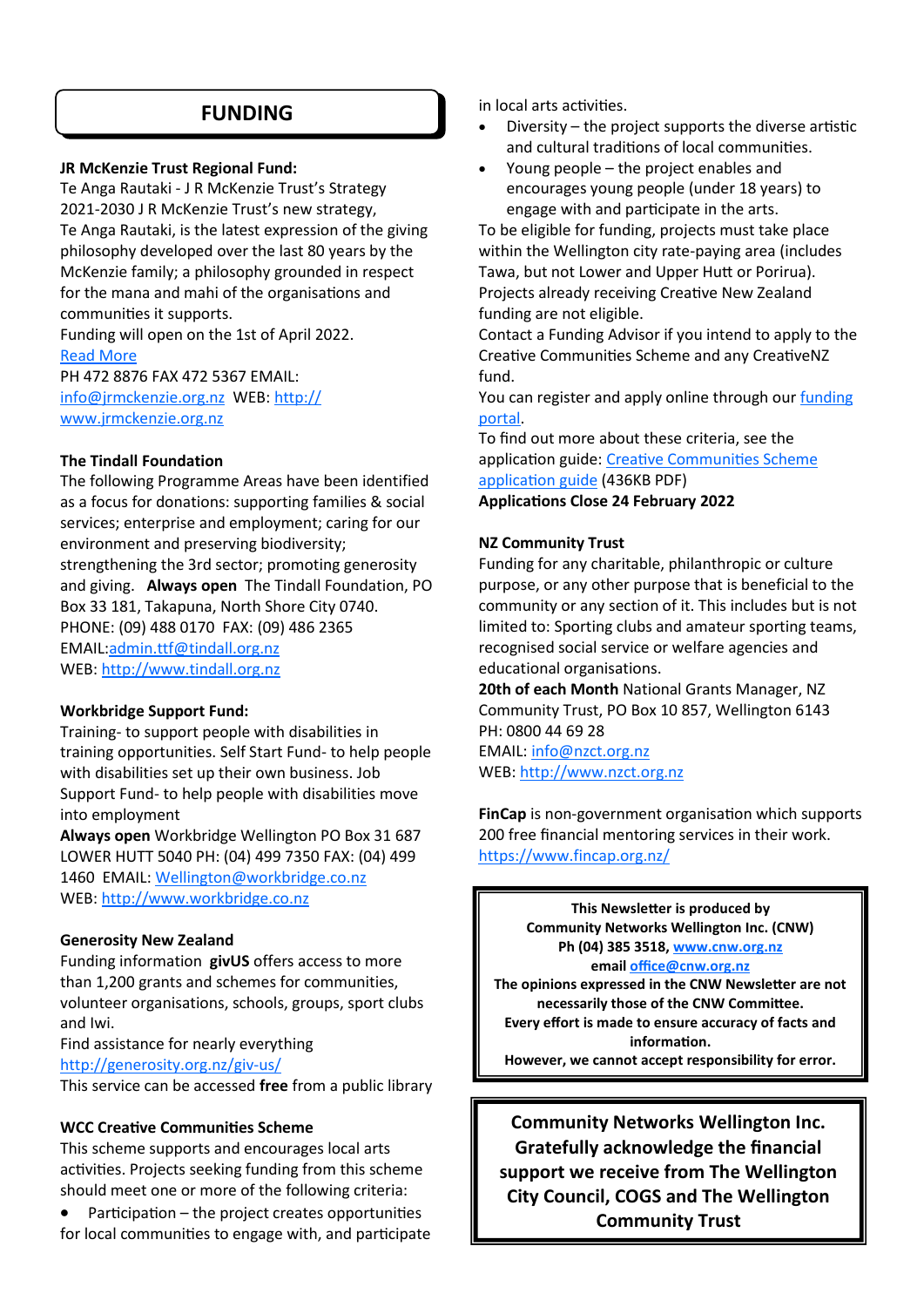# FUNDING

**JR McKenzie Trust Regional Fund:**
Te Anga Rautaki - J R McKenzie Trust's Strategy 2021-2030 J R McKenzie Trust's new strategy, Te Anga Rautaki, is the latest expression of the giving philosophy developed over the last 80 years by the McKenzie family; a philosophy grounded in respect for the mana and mahi of the organisations and communities it supports.
Funding will open on the 1st of April 2022.
Read More
PH 472 8876 FAX 472 5367 EMAIL: info@jrmckenzie.org.nz WEB: http://www.jrmckenzie.org.nz

**The Tindall Foundation**
The following Programme Areas have been identified as a focus for donations: supporting families & social services; enterprise and employment; caring for our environment and preserving biodiversity; strengthening the 3rd sector; promoting generosity and giving. **Always open** The Tindall Foundation, PO Box 33 181, Takapuna, North Shore City 0740. PHONE: (09) 488 0170 FAX: (09) 486 2365
EMAIL:admin.ttf@tindall.org.nz
WEB: http://www.tindall.org.nz

**Workbridge Support Fund:**
Training- to support people with disabilities in training opportunities. Self Start Fund- to help people with disabilities set up their own business. Job Support Fund- to help people with disabilities move into employment
**Always open** Workbridge Wellington PO Box 31 687 LOWER HUTT 5040 PH: (04) 499 7350 FAX: (04) 499 1460 EMAIL: Wellington@workbridge.co.nz
WEB: http://www.workbridge.co.nz

**Generosity New Zealand**
Funding information **givUS** offers access to more than 1,200 grants and schemes for communities, volunteer organisations, schools, groups, sport clubs and Iwi.
Find assistance for nearly everything
http://generosity.org.nz/giv-us/
This service can be accessed **free** from a public library

**WCC Creative Communities Scheme**
This scheme supports and encourages local arts activities. Projects seeking funding from this scheme should meet one or more of the following criteria:

- Participation – the project creates opportunities for local communities to engage with, and participate in local arts activities.
- Diversity – the project supports the diverse artistic and cultural traditions of local communities.
- Young people – the project enables and encourages young people (under 18 years) to engage with and participate in the arts.

To be eligible for funding, projects must take place within the Wellington city rate-paying area (includes Tawa, but not Lower and Upper Hutt or Porirua).
Projects already receiving Creative New Zealand funding are not eligible.
Contact a Funding Advisor if you intend to apply to the Creative Communities Scheme and any CreativeNZ fund.
You can register and apply online through our funding portal.
To find out more about these criteria, see the application guide: Creative Communities Scheme application guide (436KB PDF)
**Applications Close 24 February 2022**

**NZ Community Trust**
Funding for any charitable, philanthropic or culture purpose, or any other purpose that is beneficial to the community or any section of it. This includes but is not limited to: Sporting clubs and amateur sporting teams, recognised social service or welfare agencies and educational organisations.
**20th of each Month** National Grants Manager, NZ Community Trust, PO Box 10 857, Wellington 6143
PH: 0800 44 69 28
EMAIL: info@nzct.org.nz
WEB: http://www.nzct.org.nz

**FinCap** is non-government organisation which supports 200 free financial mentoring services in their work.
https://www.fincap.org.nz/

**This Newsletter is produced by**
**Community Networks Wellington Inc. (CNW)**
**Ph (04) 385 3518, www.cnw.org.nz**
**email office@cnw.org.nz**
**The opinions expressed in the CNW Newsletter are not necessarily those of the CNW Committee.**
**Every effort is made to ensure accuracy of facts and information.**
**However, we cannot accept responsibility for error.**

**Community Networks Wellington Inc. Gratefully acknowledge the financial support we receive from The Wellington City Council, COGS and The Wellington Community Trust**